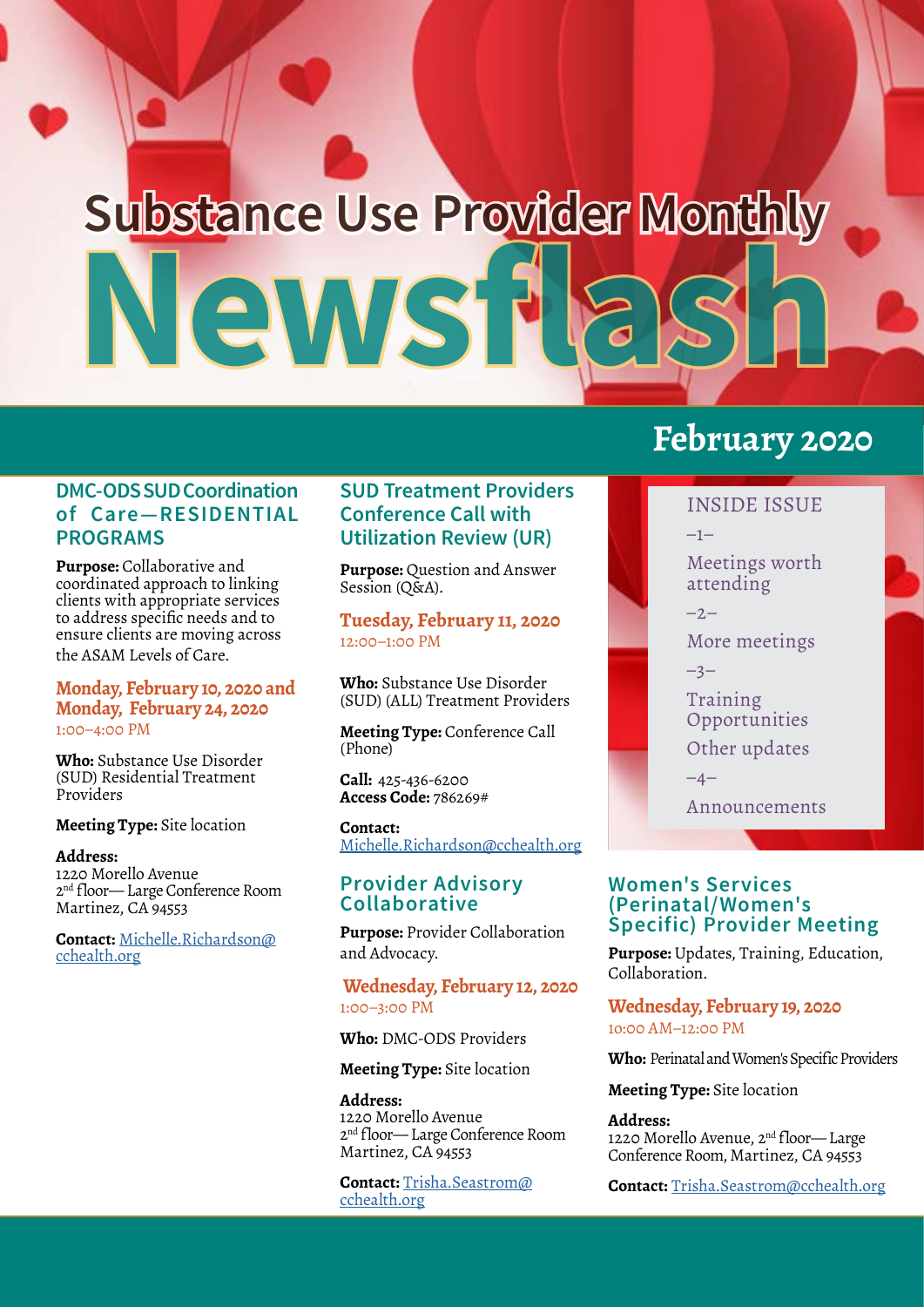# Substance Use Provider Monthly Newsflash

## February 2020

**INSIDE ISSUE**

–1–
Meetings worth attending

–2–
More meetings

–3–
Training Opportunities

Other updates

–4–
Announcements

### DMC-ODS SUD Coordination of Care—RESIDENTIAL PROGRAMS

**Purpose:** Collaborative and coordinated approach to linking clients with appropriate services to address specific needs and to ensure clients are moving across the ASAM Levels of Care.

**Monday, February 10, 2020 and Monday, February 24, 2020**
1:00–4:00 PM

**Who:** Substance Use Disorder (SUD) Residential Treatment Providers

**Meeting Type:** Site location

**Address:**
1220 Morello Avenue
2nd floor— Large Conference Room
Martinez, CA 94553

**Contact:** Michelle.Richardson@cchealth.org

### SUD Treatment Providers Conference Call with Utilization Review (UR)

**Purpose:** Question and Answer Session (Q&A).

**Tuesday, February 11, 2020**
12:00–1:00 PM

**Who:** Substance Use Disorder (SUD) (ALL) Treatment Providers

**Meeting Type:** Conference Call (Phone)

**Call:** 425-436-6200
**Access Code:** 786269#

**Contact:** Michelle.Richardson@cchealth.org

### Provider Advisory Collaborative

**Purpose:** Provider Collaboration and Advocacy.

**Wednesday, February 12, 2020**
1:00–3:00 PM

**Who:** DMC-ODS Providers

**Meeting Type:** Site location

**Address:**
1220 Morello Avenue
2nd floor— Large Conference Room
Martinez, CA 94553

**Contact:** Trisha.Seastrom@cchealth.org

### Women's Services (Perinatal/Women's Specific) Provider Meeting

**Purpose:** Updates, Training, Education, Collaboration.

**Wednesday, February 19, 2020**
10:00 AM–12:00 PM

**Who:** Perinatal and Women's Specific Providers

**Meeting Type:** Site location

**Address:**
1220 Morello Avenue, 2nd floor— Large Conference Room, Martinez, CA 94553

**Contact:** Trisha.Seastrom@cchealth.org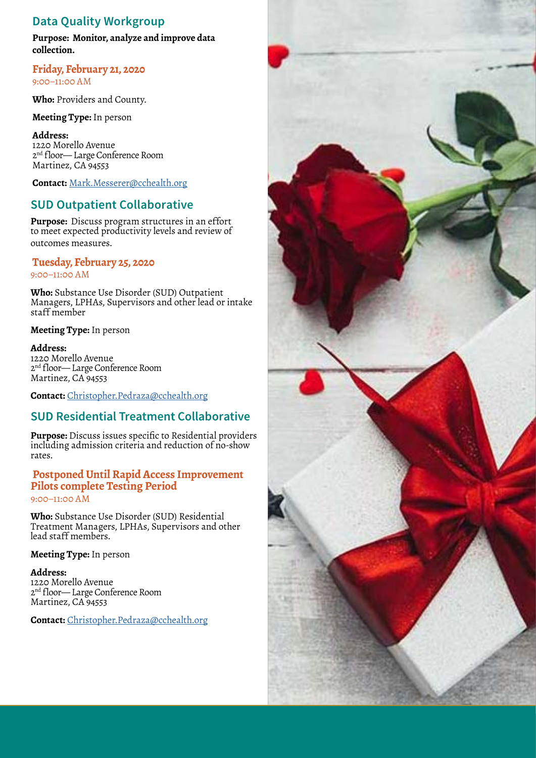## Data Quality Workgroup

**Purpose: Monitor, analyze and improve data collection.**

### Friday, February 21, 2020

9:00–11:00 AM

**Who:** Providers and County.

**Meeting Type:** In person

**Address:**
1220 Morello Avenue
2nd floor— Large Conference Room
Martinez, CA 94553

**Contact:** Mark.Messerer@cchealth.org

## SUD Outpatient Collaborative

**Purpose:** Discuss program structures in an effort to meet expected productivity levels and review of outcomes measures.

### Tuesday, February 25, 2020

9:00–11:00 AM

**Who:** Substance Use Disorder (SUD) Outpatient Managers, LPHAs, Supervisors and other lead or intake staff member

**Meeting Type:** In person

**Address:**
1220 Morello Avenue
2nd floor— Large Conference Room
Martinez, CA 94553

**Contact:** Christopher.Pedraza@cchealth.org

## SUD Residential Treatment Collaborative

**Purpose:** Discuss issues specific to Residential providers including admission criteria and reduction of no-show rates.

### Postponed Until Rapid Access Improvement Pilots complete Testing Period

9:00–11:00 AM

**Who:** Substance Use Disorder (SUD) Residential Treatment Managers, LPHAs, Supervisors and other lead staff members.

**Meeting Type:** In person

**Address:**
1220 Morello Avenue
2nd floor— Large Conference Room
Martinez, CA 94553

**Contact:** Christopher.Pedraza@cchealth.org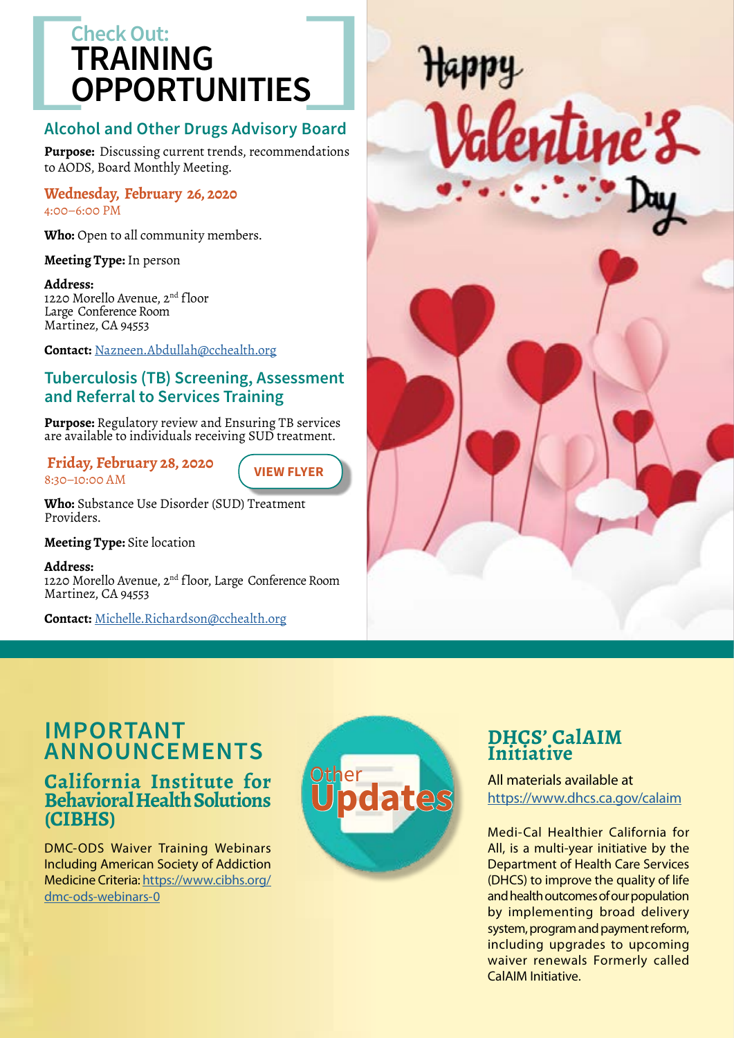## Check Out: TRAINING OPPORTUNITIES

### Alcohol and Other Drugs Advisory Board

**Purpose:** Discussing current trends, recommendations to AODS, Board Monthly Meeting.

**Wednesday, February 26, 2020**
4:00–6:00 PM

**Who:** Open to all community members.

**Meeting Type:** In person

**Address:**
1220 Morello Avenue, 2nd floor
Large Conference Room
Martinez, CA 94553

**Contact:** Nazneen.Abdullah@cchealth.org

### Tuberculosis (TB) Screening, Assessment and Referral to Services Training

**Purpose:** Regulatory review and Ensuring TB services are available to individuals receiving SUD treatment.

**Friday, February 28, 2020**
8:30–10:00 AM

VIEW FLYER

**Who:** Substance Use Disorder (SUD) Treatment Providers.

**Meeting Type:** Site location

**Address:**
1220 Morello Avenue, 2nd floor, Large Conference Room
Martinez, CA 94553

**Contact:** Michelle.Richardson@cchealth.org

Happy Valentine's Day

## IMPORTANT ANNOUNCEMENTS

### California Institute for Behavioral Health Solutions (CIBHS)

DMC-ODS Waiver Training Webinars Including American Society of Addiction Medicine Criteria: https://www.cibhs.org/dmc-ods-webinars-0

Other Updates

### DHCS' CalAIM Initiative

All materials available at https://www.dhcs.ca.gov/calaim

Medi-Cal Healthier California for All, is a multi-year initiative by the Department of Health Care Services (DHCS) to improve the quality of life and health outcomes of our population by implementing broad delivery system, program and payment reform, including upgrades to upcoming waiver renewals Formerly called CalAIM Initiative.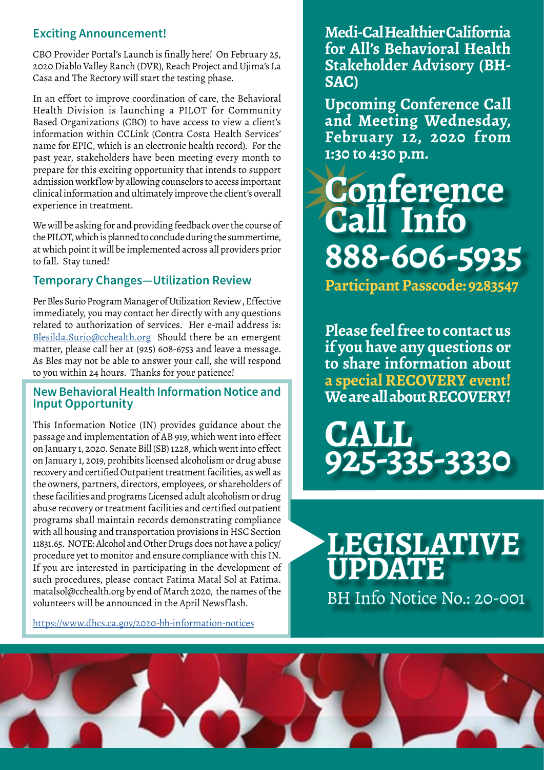## Exciting Announcement!

CBO Provider Portal's Launch is finally here! On February 25, 2020 Diablo Valley Ranch (DVR), Reach Project and Ujima's La Casa and The Rectory will start the testing phase.

In an effort to improve coordination of care, the Behavioral Health Division is launching a PILOT for Community Based Organizations (CBO) to have access to view a client's information within CCLink (Contra Costa Health Services' name for EPIC, which is an electronic health record). For the past year, stakeholders have been meeting every month to prepare for this exciting opportunity that intends to support admission workflow by allowing counselors to access important clinical information and ultimately improve the client's overall experience in treatment.

We will be asking for and providing feedback over the course of the PILOT, which is planned to conclude during the summertime, at which point it will be implemented across all providers prior to fall. Stay tuned!

## Temporary Changes—Utilization Review

Per Bles Surio Program Manager of Utilization Review , Effective immediately, you may contact her directly with any questions related to authorization of services. Her e-mail address is: Blesilda.Surio@cchealth.org Should there be an emergent matter, please call her at (925) 608-6753 and leave a message. As Bles may not be able to answer your call, she will respond to you within 24 hours. Thanks for your patience!

## New Behavioral Health Information Notice and Input Opportunity

This Information Notice (IN) provides guidance about the passage and implementation of AB 919, which went into effect on January 1, 2020. Senate Bill (SB) 1228, which went into effect on January 1, 2019, prohibits licensed alcoholism or drug abuse recovery and certified Outpatient treatment facilities, as well as the owners, partners, directors, employees, or shareholders of these facilities and programs Licensed adult alcoholism or drug abuse recovery or treatment facilities and certified outpatient programs shall maintain records demonstrating compliance with all housing and transportation provisions in HSC Section 11831.65. NOTE: Alcohol and Other Drugs does not have a policy/procedure yet to monitor and ensure compliance with this IN. If you are interested in participating in the development of such procedures, please contact Fatima Matal Sol at Fatima.matalsol@cchealth.org by end of March 2020, the names of the volunteers will be announced in the April Newsflash.

https://www.dhcs.ca.gov/2020-bh-information-notices

## Medi-Cal Healthier California for All's Behavioral Health Stakeholder Advisory (BH-SAC)

**Upcoming Conference Call and Meeting Wednesday, February 12, 2020 from 1:30 to 4:30 p.m.**

# Conference Call Info

# 888-606-5935

**Participant Passcode: 9283547**

**Please feel free to contact us if you have any questions or to share information about a special RECOVERY event! We are all about RECOVERY!**

# CALL 925-335-3330

# LEGISLATIVE UPDATE

BH Info Notice No.: 20-001